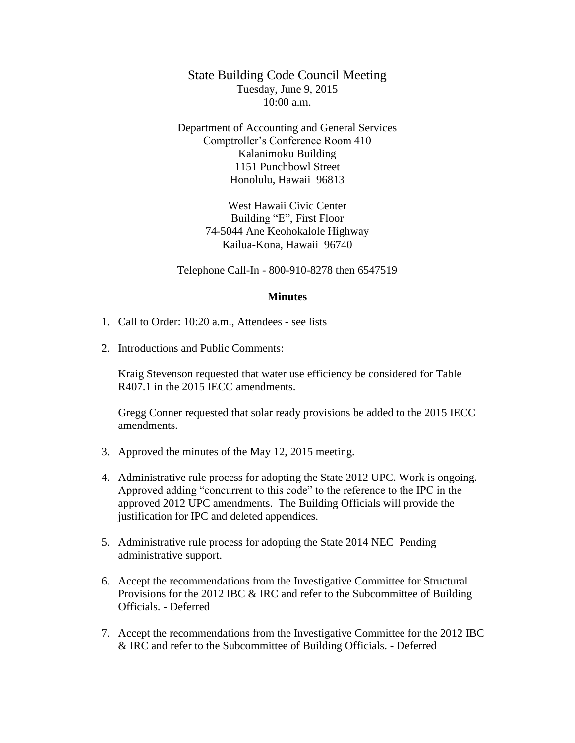# State Building Code Council Meeting

Tuesday, June 9, 2015
10:00 a.m.

Department of Accounting and General Services
Comptroller's Conference Room 410
Kalanimoku Building
1151 Punchbowl Street
Honolulu, Hawaii 96813

West Hawaii Civic Center
Building "E", First Floor
74-5044 Ane Keohokalole Highway
Kailua-Kona, Hawaii 96740

Telephone Call-In - 800-910-8278 then 6547519

**Minutes**

1. Call to Order: 10:20 a.m., Attendees - see lists

2. Introductions and Public Comments:

   Kraig Stevenson requested that water use efficiency be considered for Table R407.1 in the 2015 IECC amendments.

   Gregg Conner requested that solar ready provisions be added to the 2015 IECC amendments.

3. Approved the minutes of the May 12, 2015 meeting.

4. Administrative rule process for adopting the State 2012 UPC. Work is ongoing. Approved adding "concurrent to this code" to the reference to the IPC in the approved 2012 UPC amendments. The Building Officials will provide the justification for IPC and deleted appendices.

5. Administrative rule process for adopting the State 2014 NEC Pending administrative support.

6. Accept the recommendations from the Investigative Committee for Structural Provisions for the 2012 IBC & IRC and refer to the Subcommittee of Building Officials. - Deferred

7. Accept the recommendations from the Investigative Committee for the 2012 IBC & IRC and refer to the Subcommittee of Building Officials. - Deferred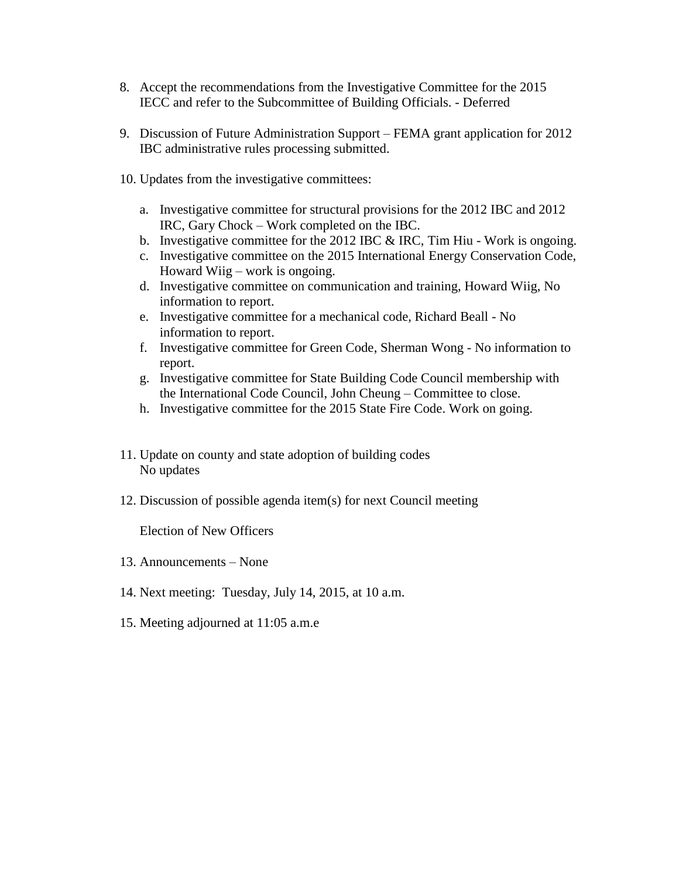8. Accept the recommendations from the Investigative Committee for the 2015 IECC and refer to the Subcommittee of Building Officials. - Deferred

9. Discussion of Future Administration Support – FEMA grant application for 2012 IBC administrative rules processing submitted.

10. Updates from the investigative committees:

    a. Investigative committee for structural provisions for the 2012 IBC and 2012 IRC, Gary Chock – Work completed on the IBC.
    b. Investigative committee for the 2012 IBC & IRC, Tim Hiu - Work is ongoing.
    c. Investigative committee on the 2015 International Energy Conservation Code, Howard Wiig – work is ongoing.
    d. Investigative committee on communication and training, Howard Wiig, No information to report.
    e. Investigative committee for a mechanical code, Richard Beall - No information to report.
    f. Investigative committee for Green Code, Sherman Wong - No information to report.
    g. Investigative committee for State Building Code Council membership with the International Code Council, John Cheung – Committee to close.
    h. Investigative committee for the 2015 State Fire Code. Work on going.

11. Update on county and state adoption of building codes
    No updates

12. Discussion of possible agenda item(s) for next Council meeting

    Election of New Officers

13. Announcements – None

14. Next meeting: Tuesday, July 14, 2015, at 10 a.m.

15. Meeting adjourned at 11:05 a.m.e